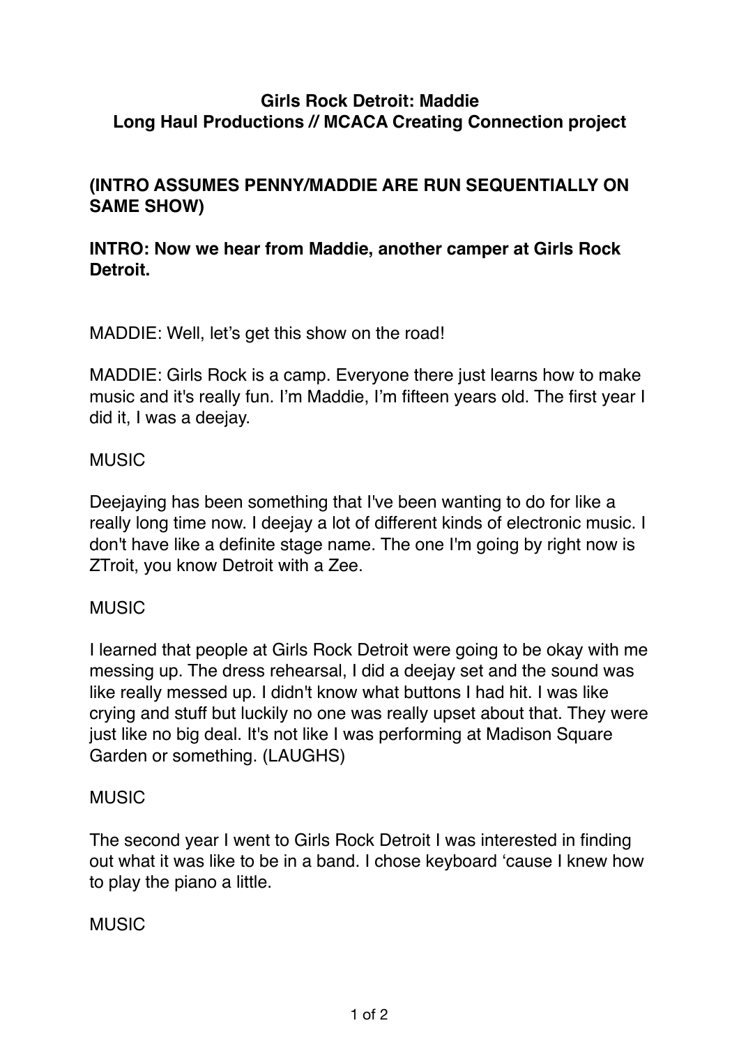**Girls Rock Detroit: Maddie**
**Long Haul Productions // MCACA Creating Connection project**

**(INTRO ASSUMES PENNY/MADDIE ARE RUN SEQUENTIALLY ON SAME SHOW)**

**INTRO: Now we hear from Maddie, another camper at Girls Rock Detroit.**

MADDIE: Well, let's get this show on the road!

MADDIE: Girls Rock is a camp. Everyone there just learns how to make music and it's really fun. I'm Maddie, I'm fifteen years old. The first year I did it, I was a deejay.

MUSIC

Deejaying has been something that I've been wanting to do for like a really long time now. I deejay a lot of different kinds of electronic music. I don't have like a definite stage name. The one I'm going by right now is ZTroit, you know Detroit with a Zee.

MUSIC

I learned that people at Girls Rock Detroit were going to be okay with me messing up. The dress rehearsal, I did a deejay set and the sound was like really messed up. I didn't know what buttons I had hit. I was like crying and stuff but luckily no one was really upset about that. They were just like no big deal. It's not like I was performing at Madison Square Garden or something. (LAUGHS)

MUSIC

The second year I went to Girls Rock Detroit I was interested in finding out what it was like to be in a band. I chose keyboard 'cause I knew how to play the piano a little.

MUSIC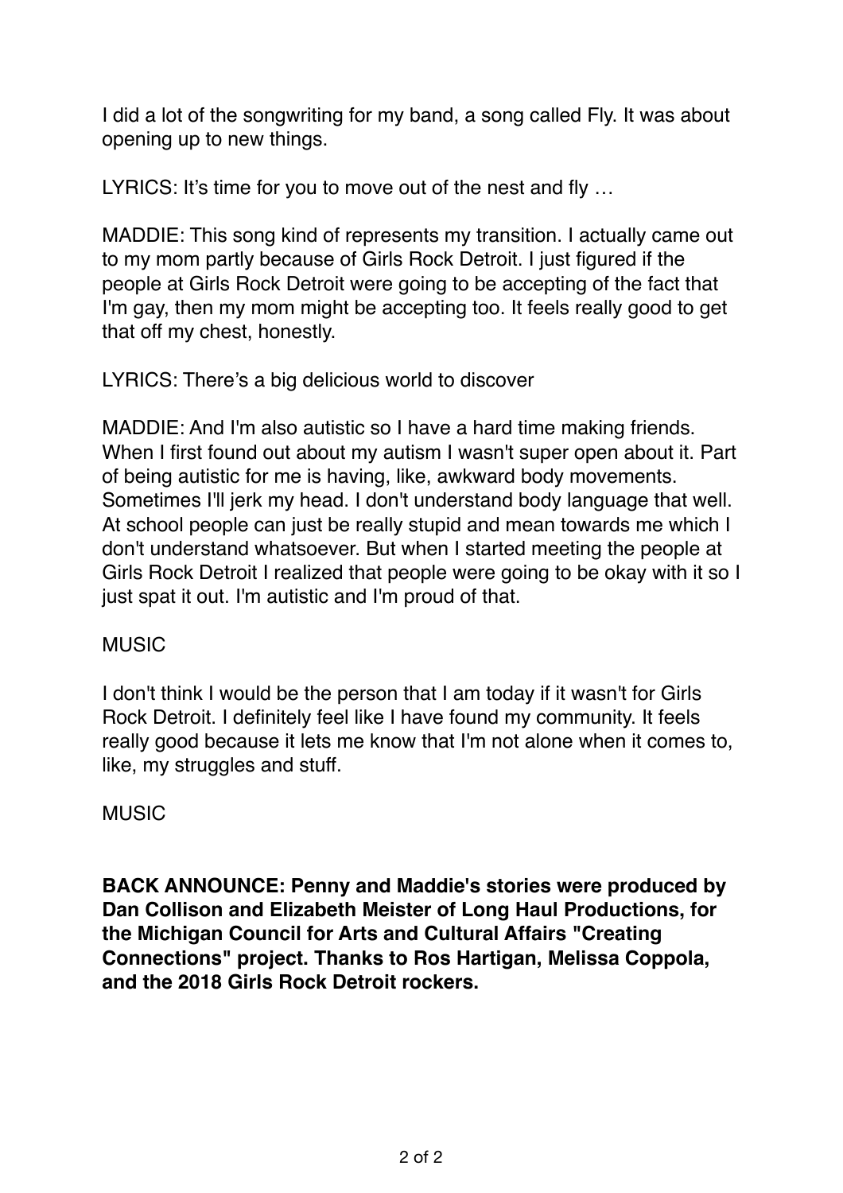I did a lot of the songwriting for my band, a song called Fly. It was about opening up to new things.

LYRICS: It's time for you to move out of the nest and fly …

MADDIE: This song kind of represents my transition. I actually came out to my mom partly because of Girls Rock Detroit. I just figured if the people at Girls Rock Detroit were going to be accepting of the fact that I'm gay, then my mom might be accepting too. It feels really good to get that off my chest, honestly.

LYRICS: There's a big delicious world to discover

MADDIE: And I'm also autistic so I have a hard time making friends. When I first found out about my autism I wasn't super open about it. Part of being autistic for me is having, like, awkward body movements. Sometimes I'll jerk my head. I don't understand body language that well. At school people can just be really stupid and mean towards me which I don't understand whatsoever. But when I started meeting the people at Girls Rock Detroit I realized that people were going to be okay with it so I just spat it out. I'm autistic and I'm proud of that.

MUSIC

I don't think I would be the person that I am today if it wasn't for Girls Rock Detroit. I definitely feel like I have found my community. It feels really good because it lets me know that I'm not alone when it comes to, like, my struggles and stuff.

MUSIC

**BACK ANNOUNCE: Penny and Maddie's stories were produced by Dan Collison and Elizabeth Meister of Long Haul Productions, for the Michigan Council for Arts and Cultural Affairs "Creating Connections" project. Thanks to Ros Hartigan, Melissa Coppola, and the 2018 Girls Rock Detroit rockers.**